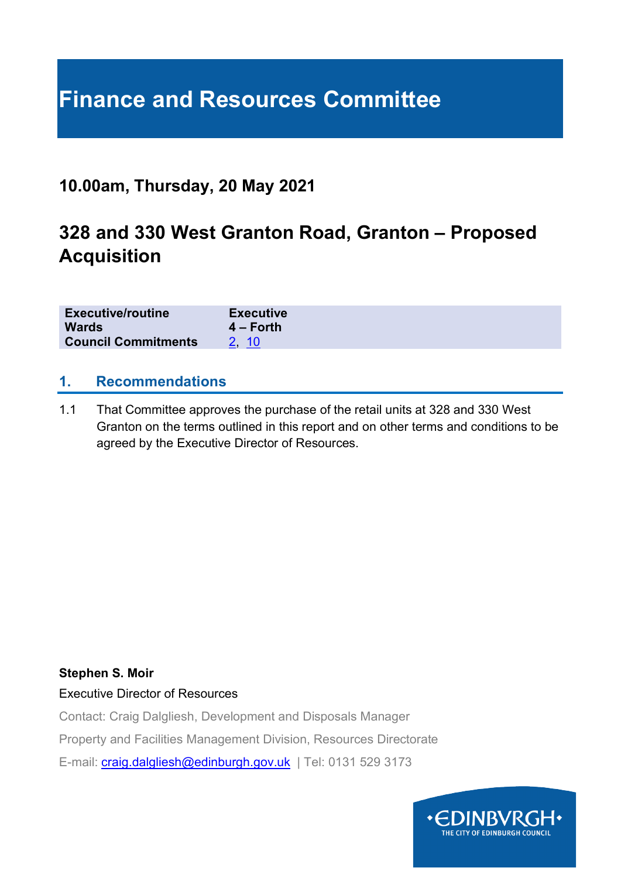# Finance and Resources Committee

## 10.00am, Thursday, 20 May 2021

## 328 and 330 West Granton Road, Granton – Proposed Acquisition

| **Executive/routine** | **Executive** |
|---|---|
| **Wards** | **4 – Forth** |
| **Council Commitments** | 2, 10 |

## 1. Recommendations

1.1 That Committee approves the purchase of the retail units at 328 and 330 West Granton on the terms outlined in this report and on other terms and conditions to be agreed by the Executive Director of Resources.

**Stephen S. Moir**

Executive Director of Resources

Contact: Craig Dalgliesh, Development and Disposals Manager

Property and Facilities Management Division, Resources Directorate

E-mail: craig.dalgliesh@edinburgh.gov.uk | Tel: 0131 529 3173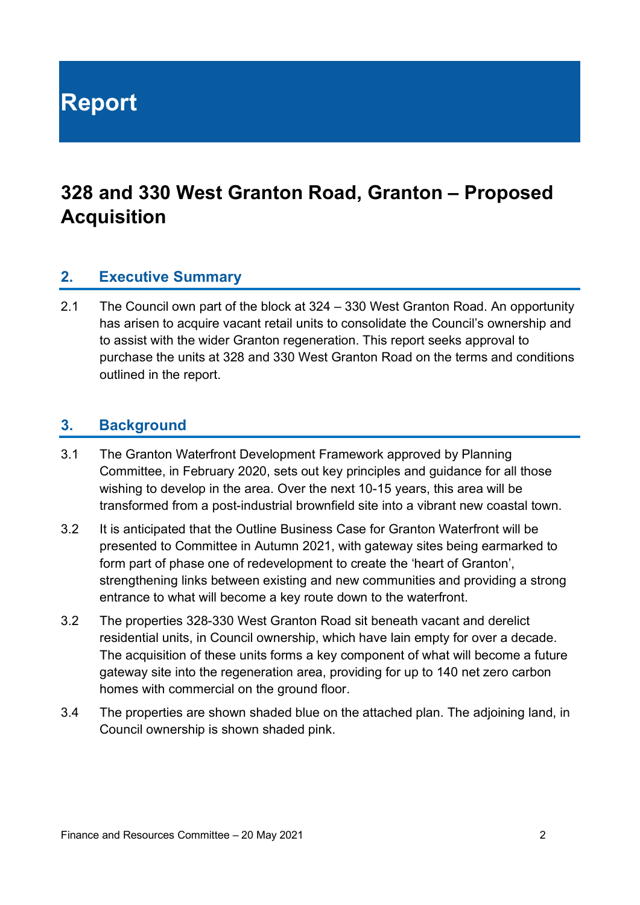# Report

## 328 and 330 West Granton Road, Granton – Proposed Acquisition

### 2. Executive Summary

2.1 The Council own part of the block at 324 – 330 West Granton Road. An opportunity has arisen to acquire vacant retail units to consolidate the Council's ownership and to assist with the wider Granton regeneration. This report seeks approval to purchase the units at 328 and 330 West Granton Road on the terms and conditions outlined in the report.

### 3. Background

3.1 The Granton Waterfront Development Framework approved by Planning Committee, in February 2020, sets out key principles and guidance for all those wishing to develop in the area. Over the next 10-15 years, this area will be transformed from a post-industrial brownfield site into a vibrant new coastal town.

3.2 It is anticipated that the Outline Business Case for Granton Waterfront will be presented to Committee in Autumn 2021, with gateway sites being earmarked to form part of phase one of redevelopment to create the 'heart of Granton', strengthening links between existing and new communities and providing a strong entrance to what will become a key route down to the waterfront.

3.2 The properties 328-330 West Granton Road sit beneath vacant and derelict residential units, in Council ownership, which have lain empty for over a decade. The acquisition of these units forms a key component of what will become a future gateway site into the regeneration area, providing for up to 140 net zero carbon homes with commercial on the ground floor.

3.4 The properties are shown shaded blue on the attached plan. The adjoining land, in Council ownership is shown shaded pink.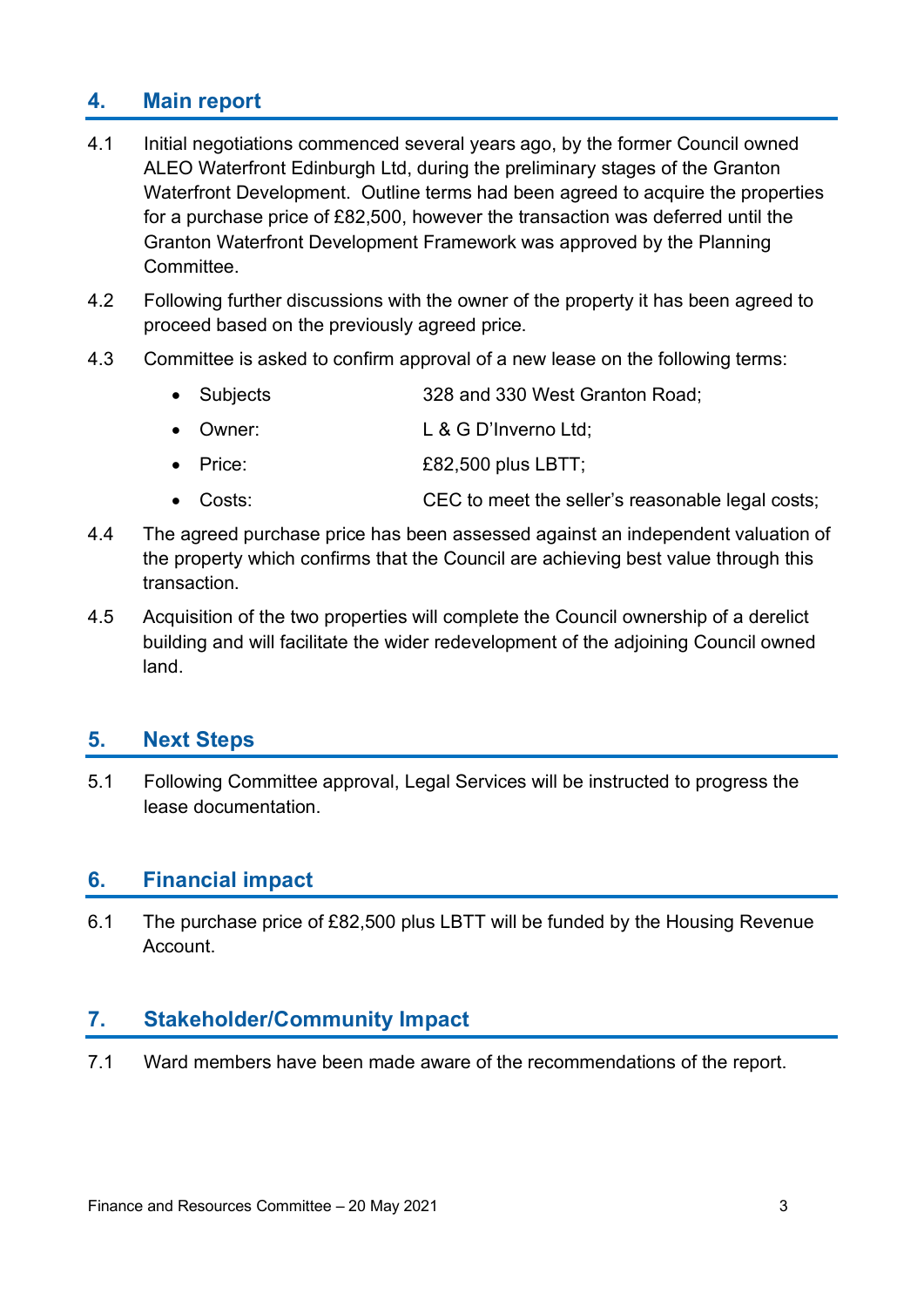## 4. Main report

4.1 Initial negotiations commenced several years ago, by the former Council owned ALEO Waterfront Edinburgh Ltd, during the preliminary stages of the Granton Waterfront Development. Outline terms had been agreed to acquire the properties for a purchase price of £82,500, however the transaction was deferred until the Granton Waterfront Development Framework was approved by the Planning Committee.

4.2 Following further discussions with the owner of the property it has been agreed to proceed based on the previously agreed price.

4.3 Committee is asked to confirm approval of a new lease on the following terms:

- Subjects: 328 and 330 West Granton Road;
- Owner: L & G D'Inverno Ltd;
- Price: £82,500 plus LBTT;
- Costs: CEC to meet the seller's reasonable legal costs;

4.4 The agreed purchase price has been assessed against an independent valuation of the property which confirms that the Council are achieving best value through this transaction.

4.5 Acquisition of the two properties will complete the Council ownership of a derelict building and will facilitate the wider redevelopment of the adjoining Council owned land.

## 5. Next Steps

5.1 Following Committee approval, Legal Services will be instructed to progress the lease documentation.

## 6. Financial impact

6.1 The purchase price of £82,500 plus LBTT will be funded by the Housing Revenue Account.

## 7. Stakeholder/Community Impact

7.1 Ward members have been made aware of the recommendations of the report.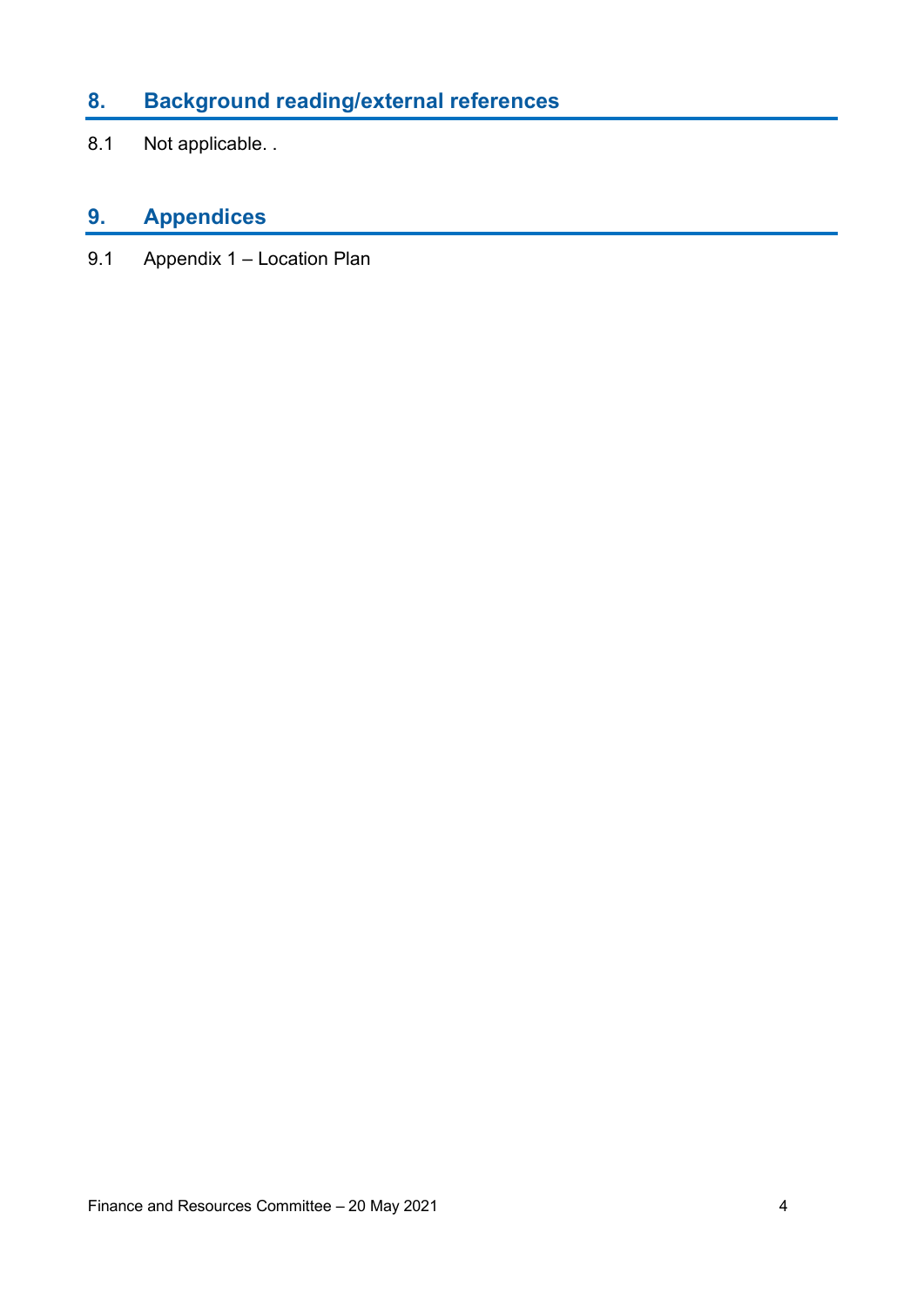## 8. Background reading/external references

8.1 Not applicable. .

## 9. Appendices

9.1 Appendix 1 – Location Plan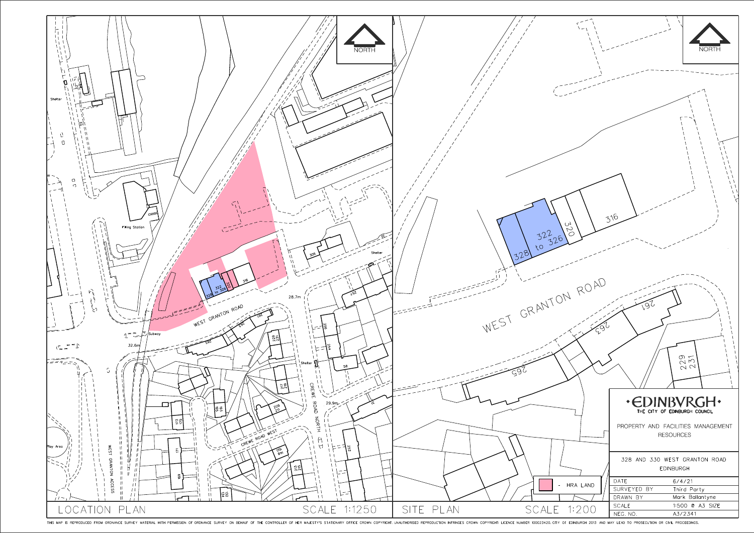LOCATION PLAN SCALE 1:1250

SITE PLAN SCALE 1:200

NORTH

NORTH

HRA LAND

·EDINBVRGH·
THE CITY OF EDINBURGH COUNCIL

PROPERTY AND FACILITIES MANAGEMENT
RESOURCES

328 AND 330 WEST GRANTON ROAD
EDINBURGH

| | |
|---|---|
| DATE | 6/4/21 |
| SURVEYED BY | Third Party |
| DRAWN BY | Mark Ballantyne |
| SCALE | 1:500 @ A3 SIZE |
| NEG. NO. | A3/2341 |

THIS MAP IS REPRODUCED FROM ORDNANCE SURVEY MATERIAL WITH PERMISSION OF ORDNANCE SURVEY ON BEHALF OF THE CONTROLLER OF HER MAJESTY'S STATIONARY OFFICE CROWN COPYRIGHT. UNAUTHORISED REPRODUCTION INFRINGES CROWN COPYRIGHT LICENCE NUMBER 100023420. CITY OF EDINBURGH 2013 AND MAY LEAD TO PROSECUTION OR CIVIL PROCEEDINGS.